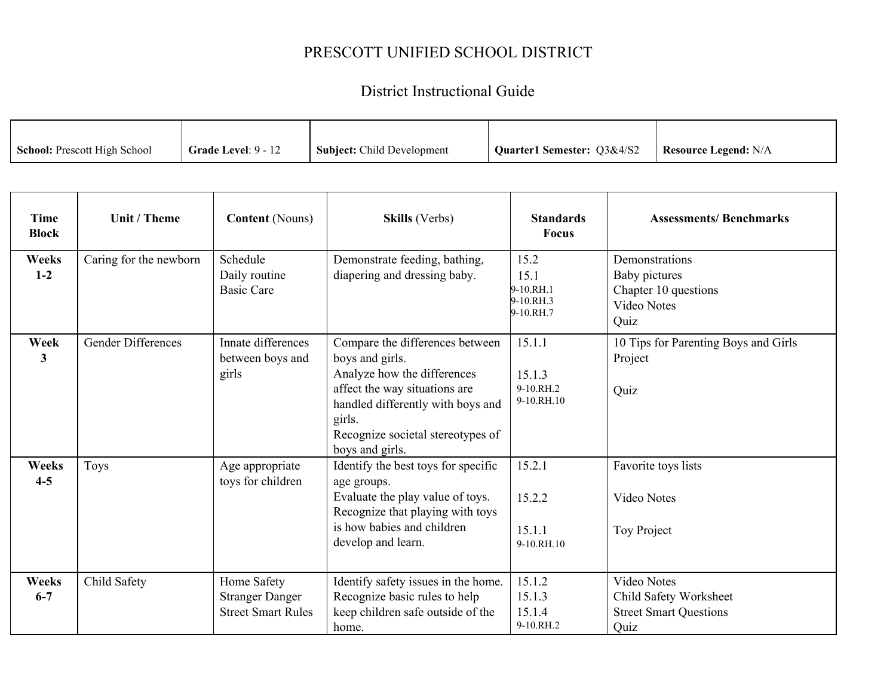# PRESCOTT UNIFIED SCHOOL DISTRICT

## District Instructional Guide

| **School:** Prescott High School | **Grade Level**: 9 - 12 | **Subject:** Child Development | **Quarter1 Semester:** Q3&4/S2 | **Resource Legend:** N/A |
|---|---|---|---|---|

| Time Block | Unit / Theme | **Content** (Nouns) | **Skills** (Verbs) | Standards Focus | Assessments/ Benchmarks |
|---|---|---|---|---|---|
| **Weeks 1-2** | Caring for the newborn | Schedule<br>Daily routine<br>Basic Care | Demonstrate feeding, bathing, diapering and dressing baby. | 15.2<br>15.1<br>9-10.RH.1<br>9-10.RH.3<br>9-10.RH.7 | Demonstrations<br>Baby pictures<br>Chapter 10 questions<br>Video Notes<br>Quiz |
| **Week 3** | Gender Differences | Innate differences between boys and girls | Compare the differences between boys and girls.<br>Analyze how the differences affect the way situations are handled differently with boys and girls.<br>Recognize societal stereotypes of boys and girls. | 15.1.1<br><br>15.1.3<br>9-10.RH.2<br>9-10.RH.10 | 10 Tips for Parenting Boys and Girls Project<br><br>Quiz |
| **Weeks 4-5** | Toys | Age appropriate toys for children | Identify the best toys for specific age groups.<br>Evaluate the play value of toys.<br>Recognize that playing with toys is how babies and children develop and learn. | 15.2.1<br><br>15.2.2<br><br>15.1.1<br>9-10.RH.10 | Favorite toys lists<br><br>Video Notes<br><br>Toy Project |
| **Weeks 6-7** | Child Safety | Home Safety<br>Stranger Danger<br>Street Smart Rules | Identify safety issues in the home.<br>Recognize basic rules to help keep children safe outside of the home. | 15.1.2<br>15.1.3<br>15.1.4<br>9-10.RH.2 | Video Notes<br>Child Safety Worksheet<br>Street Smart Questions<br>Quiz |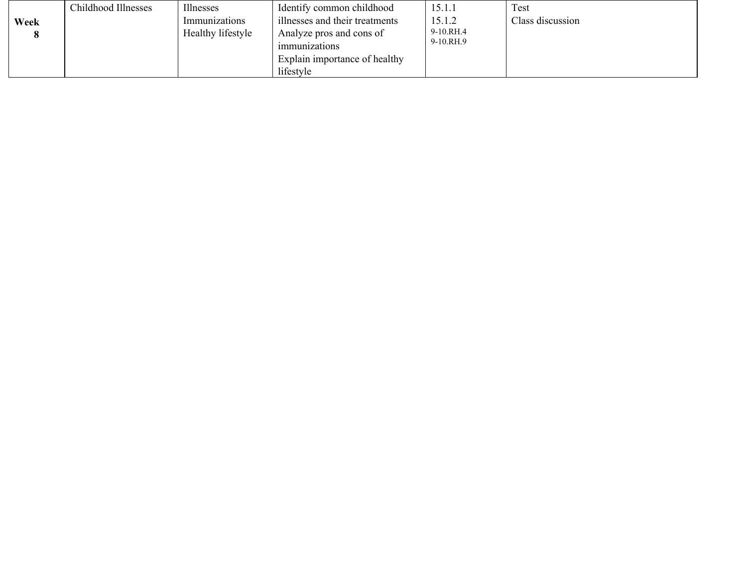| | | | | | |
|---|---|---|---|---|---|
| **Week 8** | Childhood Illnesses | Illnesses<br>Immunizations<br>Healthy lifestyle | Identify common childhood illnesses and their treatments<br>Analyze pros and cons of immunizations<br>Explain importance of healthy lifestyle | 15.1.1<br>15.1.2<br>9-10.RH.4<br>9-10.RH.9 | Test<br>Class discussion |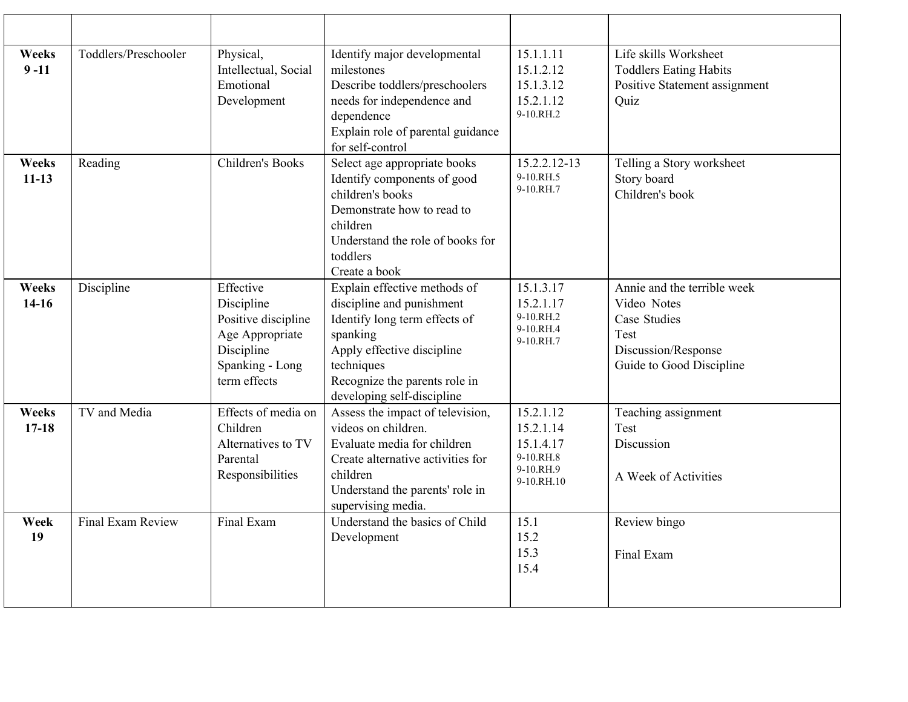| | | | | | |
|---|---|---|---|---|---|
| **Weeks 9 -11** | Toddlers/Preschooler | Physical, Intellectual, Social Emotional Development | Identify major developmental milestones<br>Describe toddlers/preschoolers needs for independence and dependence<br>Explain role of parental guidance for self-control | 15.1.1.11<br>15.1.2.12<br>15.1.3.12<br>15.2.1.12<br>9-10.RH.2 | Life skills Worksheet<br>Toddlers Eating Habits<br>Positive Statement assignment<br>Quiz |
| **Weeks 11-13** | Reading | Children's Books | Select age appropriate books<br>Identify components of good children's books<br>Demonstrate how to read to children<br>Understand the role of books for toddlers<br>Create a book | 15.2.2.12-13<br>9-10.RH.5<br>9-10.RH.7 | Telling a Story worksheet<br>Story board<br>Children's book |
| **Weeks 14-16** | Discipline | Effective Discipline<br>Positive discipline<br>Age Appropriate Discipline<br>Spanking - Long term effects | Explain effective methods of discipline and punishment<br>Identify long term effects of spanking<br>Apply effective discipline techniques<br>Recognize the parents role in developing self-discipline | 15.1.3.17<br>15.2.1.17<br>9-10.RH.2<br>9-10.RH.4<br>9-10.RH.7 | Annie and the terrible week<br>Video Notes<br>Case Studies<br>Test<br>Discussion/Response<br>Guide to Good Discipline |
| **Weeks 17-18** | TV and Media | Effects of media on Children<br>Alternatives to TV<br>Parental Responsibilities | Assess the impact of television, videos on children.<br>Evaluate media for children<br>Create alternative activities for children<br>Understand the parents' role in supervising media. | 15.2.1.12<br>15.2.1.14<br>15.1.4.17<br>9-10.RH.8<br>9-10.RH.9<br>9-10.RH.10 | Teaching assignment<br>Test<br>Discussion<br><br>A Week of Activities |
| **Week 19** | Final Exam Review | Final Exam | Understand the basics of Child Development | 15.1<br>15.2<br>15.3<br>15.4 | Review bingo<br><br>Final Exam |